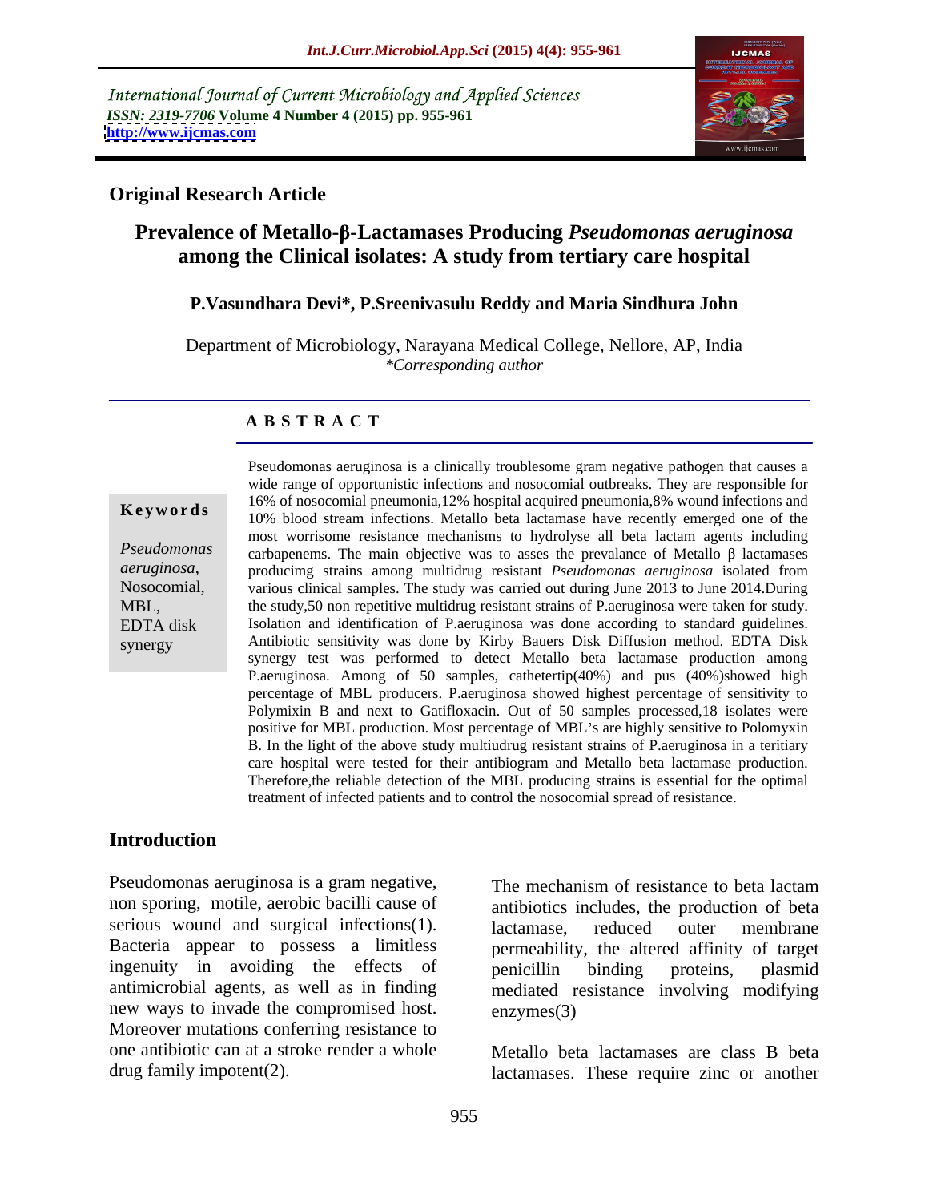International Journal of Current Microbiology and Applied Sciences
*ISSN: 2319-7706* **Volume 4 Number 4 (2015) pp. 955-961**
**http://www.ijcmas.com**

**Original Research Article**

# Prevalence of Metallo-β-Lactamases Producing *Pseudomonas aeruginosa* among the Clinical isolates: A study from tertiary care hospital

**P.Vasundhara Devi\*, P.Sreenivasulu Reddy and Maria Sindhura John**

Department of Microbiology, Narayana Medical College, Nellore, AP, India
*\*Corresponding author*

## A B S T R A C T

**Keywords**

*Pseudomonas aeruginosa*, Nosocomial, MBL, EDTA disk synergy

Pseudomonas aeruginosa is a clinically troublesome gram negative pathogen that causes a wide range of opportunistic infections and nosocomial outbreaks. They are responsible for 16% of nosocomial pneumonia,12% hospital acquired pneumonia,8% wound infections and 10% blood stream infections. Metallo beta lactamase have recently emerged one of the most worrisome resistance mechanisms to hydrolyse all beta lactam agents including carbapenems. The main objective was to asses the prevalance of Metallo β lactamases producimg strains among multidrug resistant *Pseudomonas aeruginosa* isolated from various clinical samples. The study was carried out during June 2013 to June 2014.During the study,50 non repetitive multidrug resistant strains of P.aeruginosa were taken for study. Isolation and identification of P.aeruginosa was done according to standard guidelines. Antibiotic sensitivity was done by Kirby Bauers Disk Diffusion method. EDTA Disk synergy test was performed to detect Metallo beta lactamase production among P.aeruginosa. Among of 50 samples, cathetertip(40%) and pus (40%)showed high percentage of MBL producers. P.aeruginosa showed highest percentage of sensitivity to Polymixin B and next to Gatifloxacin. Out of 50 samples processed,18 isolates were positive for MBL production. Most percentage of MBL's are highly sensitive to Polomyxin B. In the light of the above study multiudrug resistant strains of P.aeruginosa in a teritiary care hospital were tested for their antibiogram and Metallo beta lactamase production. Therefore,the reliable detection of the MBL producing strains is essential for the optimal treatment of infected patients and to control the nosocomial spread of resistance.

## Introduction

Pseudomonas aeruginosa is a gram negative, non sporing, motile, aerobic bacilli cause of serious wound and surgical infections(1). Bacteria appear to possess a limitless ingenuity in avoiding the effects of antimicrobial agents, as well as in finding new ways to invade the compromised host. Moreover mutations conferring resistance to one antibiotic can at a stroke render a whole drug family impotent(2).

The mechanism of resistance to beta lactam antibiotics includes, the production of beta lactamase, reduced outer membrane permeability, the altered affinity of target penicillin binding proteins, plasmid mediated resistance involving modifying enzymes(3)

Metallo beta lactamases are class B beta lactamases. These require zinc or another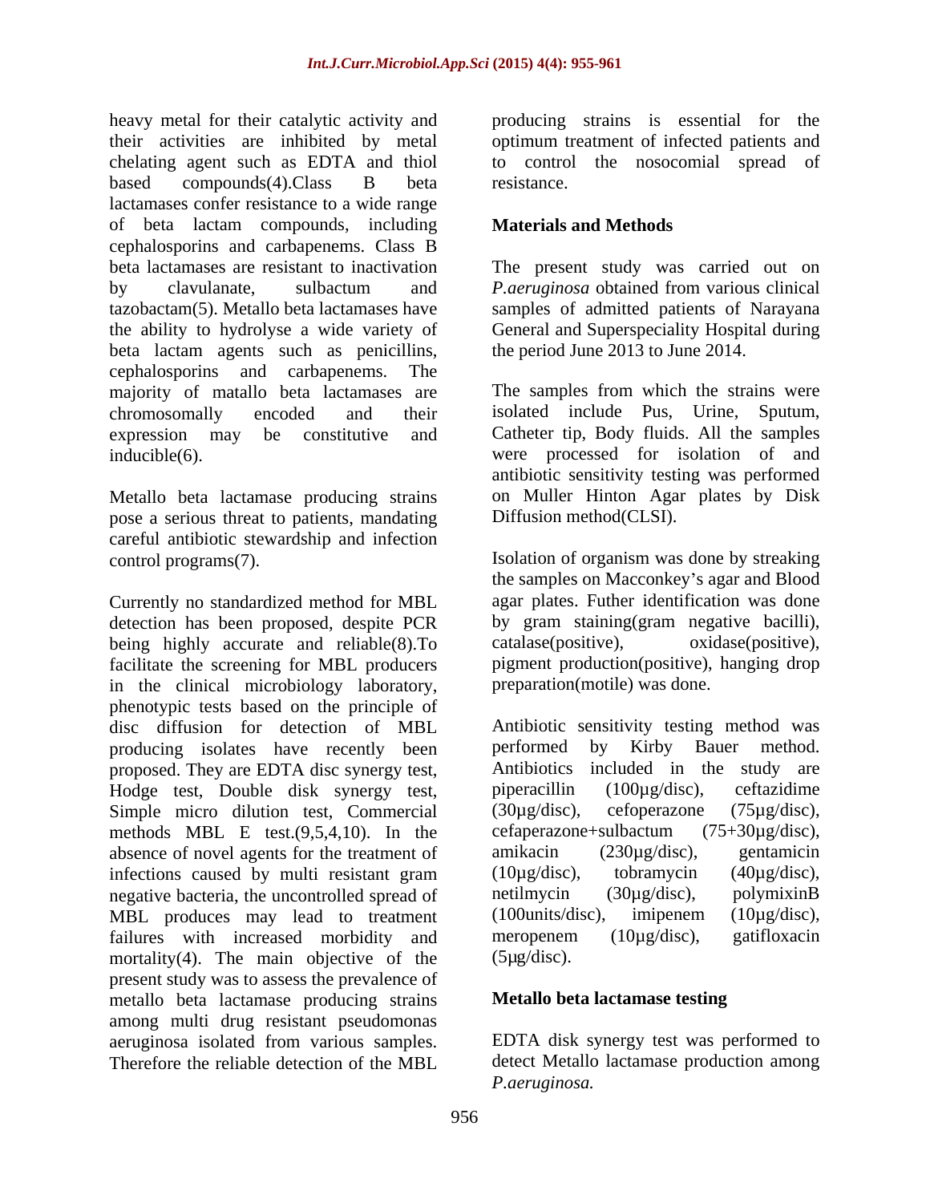heavy metal for their catalytic activity and their activities are inhibited by metal chelating agent such as EDTA and thiol based compounds(4).Class B beta lactamases confer resistance to a wide range of beta lactam compounds, including cephalosporins and carbapenems. Class B beta lactamases are resistant to inactivation by clavulanate, sulbactum and tazobactam(5). Metallo beta lactamases have the ability to hydrolyse a wide variety of beta lactam agents such as penicillins, cephalosporins and carbapenems. The majority of matallo beta lactamases are chromosomally encoded and their expression may be constitutive and inducible(6).

Metallo beta lactamase producing strains pose a serious threat to patients, mandating careful antibiotic stewardship and infection control programs(7).

Currently no standardized method for MBL detection has been proposed, despite PCR being highly accurate and reliable(8).To facilitate the screening for MBL producers in the clinical microbiology laboratory, phenotypic tests based on the principle of disc diffusion for detection of MBL producing isolates have recently been proposed. They are EDTA disc synergy test, Hodge test, Double disk synergy test, Simple micro dilution test, Commercial methods MBL E test.(9,5,4,10). In the absence of novel agents for the treatment of infections caused by multi resistant gram negative bacteria, the uncontrolled spread of MBL produces may lead to treatment failures with increased morbidity and mortality(4). The main objective of the present study was to assess the prevalence of metallo beta lactamase producing strains among multi drug resistant pseudomonas aeruginosa isolated from various samples. Therefore the reliable detection of the MBL producing strains is essential for the optimum treatment of infected patients and to control the nosocomial spread of resistance.

## Materials and Methods

The present study was carried out on *P.aeruginosa* obtained from various clinical samples of admitted patients of Narayana General and Superspeciality Hospital during the period June 2013 to June 2014.

The samples from which the strains were isolated include Pus, Urine, Sputum, Catheter tip, Body fluids. All the samples were processed for isolation of and antibiotic sensitivity testing was performed on Muller Hinton Agar plates by Disk Diffusion method(CLSI).

Isolation of organism was done by streaking the samples on Macconkey's agar and Blood agar plates. Futher identification was done by gram staining(gram negative bacilli), catalase(positive), oxidase(positive), pigment production(positive), hanging drop preparation(motile) was done.

Antibiotic sensitivity testing method was performed by Kirby Bauer method. Antibiotics included in the study are piperacillin (100µg/disc), ceftazidime (30µg/disc), cefoperazone (75µg/disc), cefaperazone+sulbactum (75+30µg/disc), amikacin (230µg/disc), gentamicin (10µg/disc), tobramycin (40µg/disc), netilmycin (30µg/disc), polymixinB (100units/disc), imipenem (10µg/disc), meropenem (10µg/disc), gatifloxacin (5µg/disc).

### Metallo beta lactamase testing

EDTA disk synergy test was performed to detect Metallo lactamase production among *P.aeruginosa.*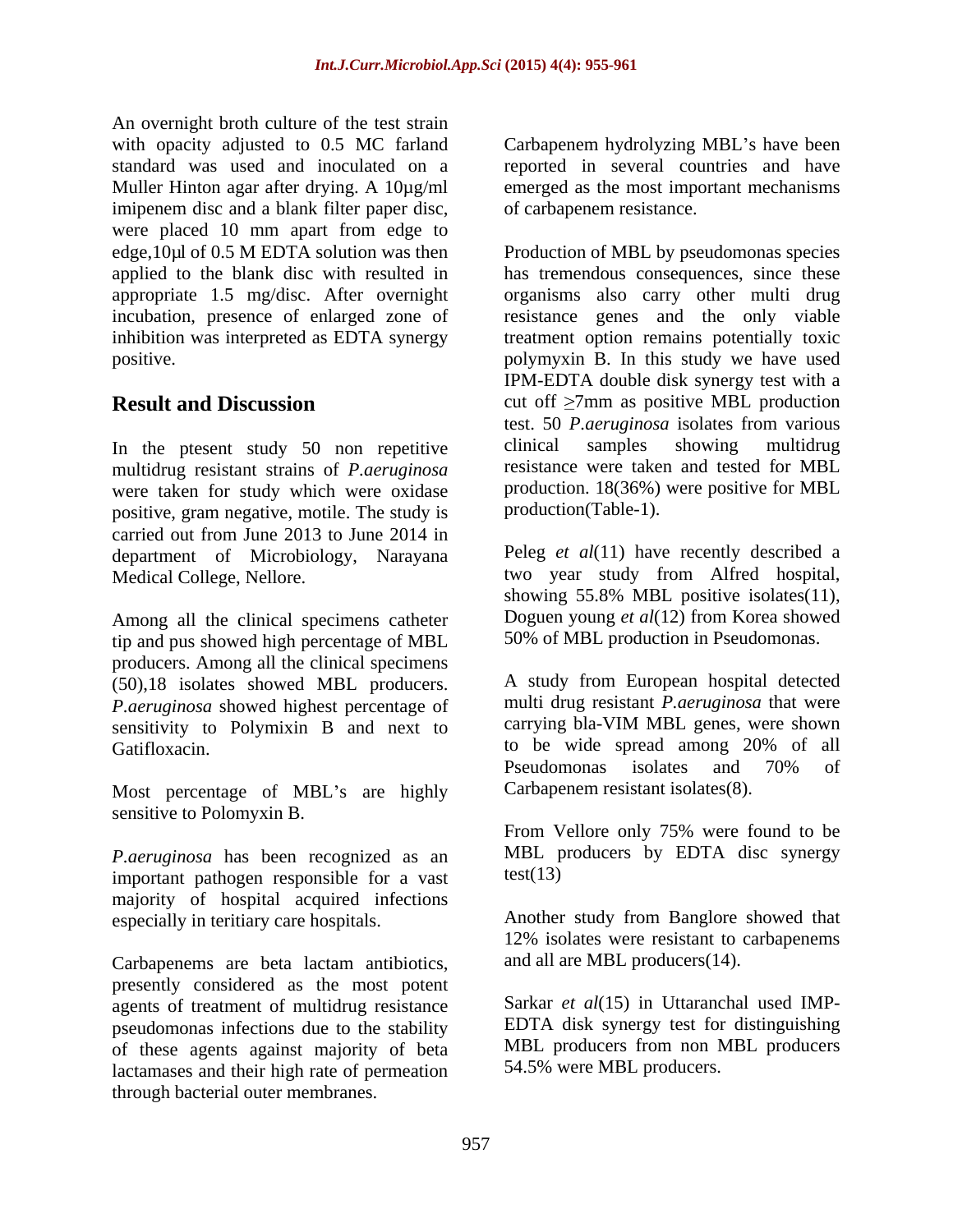An overnight broth culture of the test strain with opacity adjusted to 0.5 MC farland standard was used and inoculated on a Muller Hinton agar after drying. A 10µg/ml imipenem disc and a blank filter paper disc, were placed 10 mm apart from edge to edge,10µl of 0.5 M EDTA solution was then applied to the blank disc with resulted in appropriate 1.5 mg/disc. After overnight incubation, presence of enlarged zone of inhibition was interpreted as EDTA synergy positive.

## Result and Discussion

In the ptesent study 50 non repetitive multidrug resistant strains of *P.aeruginosa* were taken for study which were oxidase positive, gram negative, motile. The study is carried out from June 2013 to June 2014 in department of Microbiology, Narayana Medical College, Nellore.

Among all the clinical specimens catheter tip and pus showed high percentage of MBL producers. Among all the clinical specimens (50),18 isolates showed MBL producers. *P.aeruginosa* showed highest percentage of sensitivity to Polymixin B and next to Gatifloxacin.

Most percentage of MBL's are highly sensitive to Polomyxin B.

*P.aeruginosa* has been recognized as an important pathogen responsible for a vast majority of hospital acquired infections especially in teritiary care hospitals.

Carbapenems are beta lactam antibiotics, presently considered as the most potent agents of treatment of multidrug resistance pseudomonas infections due to the stability of these agents against majority of beta lactamases and their high rate of permeation through bacterial outer membranes.

Carbapenem hydrolyzing MBL's have been reported in several countries and have emerged as the most important mechanisms of carbapenem resistance.

Production of MBL by pseudomonas species has tremendous consequences, since these organisms also carry other multi drug resistance genes and the only viable treatment option remains potentially toxic polymyxin B. In this study we have used IPM-EDTA double disk synergy test with a cut off ≥7mm as positive MBL production test. 50 *P.aeruginosa* isolates from various clinical samples showing multidrug resistance were taken and tested for MBL production. 18(36%) were positive for MBL production(Table-1).

Peleg *et al*(11) have recently described a two year study from Alfred hospital, showing 55.8% MBL positive isolates(11), Doguen young *et al*(12) from Korea showed 50% of MBL production in Pseudomonas.

A study from European hospital detected multi drug resistant *P.aeruginosa* that were carrying bla-VIM MBL genes, were shown to be wide spread among 20% of all Pseudomonas isolates and 70% of Carbapenem resistant isolates(8).

From Vellore only 75% were found to be MBL producers by EDTA disc synergy test(13)

Another study from Banglore showed that 12% isolates were resistant to carbapenems and all are MBL producers(14).

Sarkar *et al*(15) in Uttaranchal used IMP-EDTA disk synergy test for distinguishing MBL producers from non MBL producers 54.5% were MBL producers.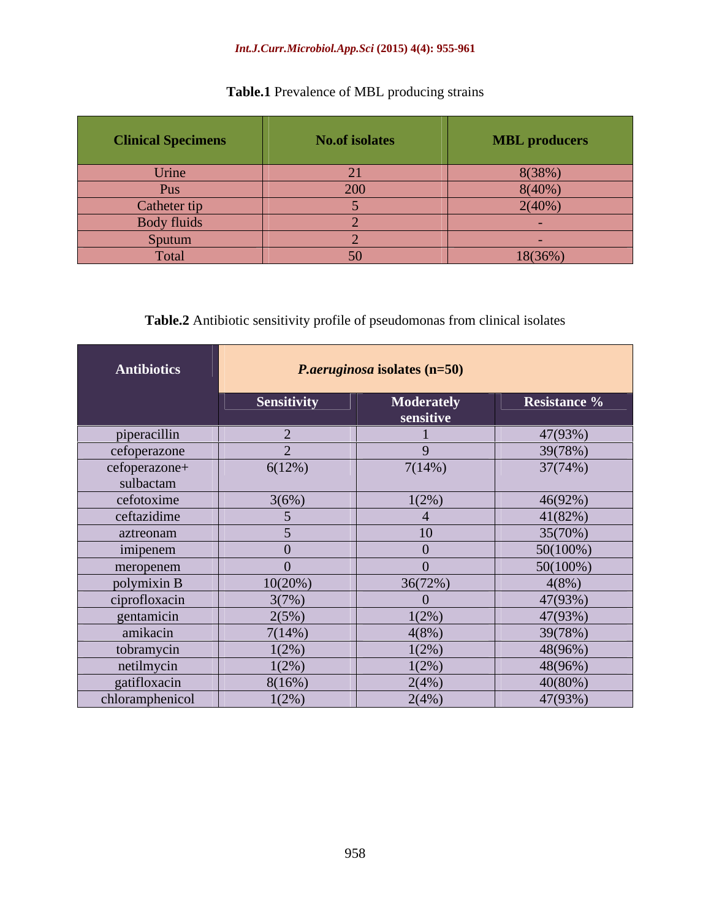**Table.1** Prevalence of MBL producing strains

| Clinical Specimens | No.of isolates | MBL producers |
|---|---|---|
| Urine | 21 | 8(38%) |
| Pus | 200 | 8(40%) |
| Catheter tip | 5 | 2(40%) |
| Body fluids | 2 | - |
| Sputum | 2 | - |
| Total | 50 | 18(36%) |

**Table.2** Antibiotic sensitivity profile of pseudomonas from clinical isolates

| Antibiotics | *P.aeruginosa* isolates (n=50) | | |
|---|---|---|---|
| | Sensitivity | Moderately sensitive | Resistance % |
| piperacillin | 2 | 1 | 47(93%) |
| cefoperazone | 2 | 9 | 39(78%) |
| cefoperazone+ sulbactam | 6(12%) | 7(14%) | 37(74%) |
| cefotoxime | 3(6%) | 1(2%) | 46(92%) |
| ceftazidime | 5 | 4 | 41(82%) |
| aztreonam | 5 | 10 | 35(70%) |
| imipenem | 0 | 0 | 50(100%) |
| meropenem | 0 | 0 | 50(100%) |
| polymixin B | 10(20%) | 36(72%) | 4(8%) |
| ciprofloxacin | 3(7%) | 0 | 47(93%) |
| gentamicin | 2(5%) | 1(2%) | 47(93%) |
| amikacin | 7(14%) | 4(8%) | 39(78%) |
| tobramycin | 1(2%) | 1(2%) | 48(96%) |
| netilmycin | 1(2%) | 1(2%) | 48(96%) |
| gatifloxacin | 8(16%) | 2(4%) | 40(80%) |
| chloramphenicol | 1(2%) | 2(4%) | 47(93%) |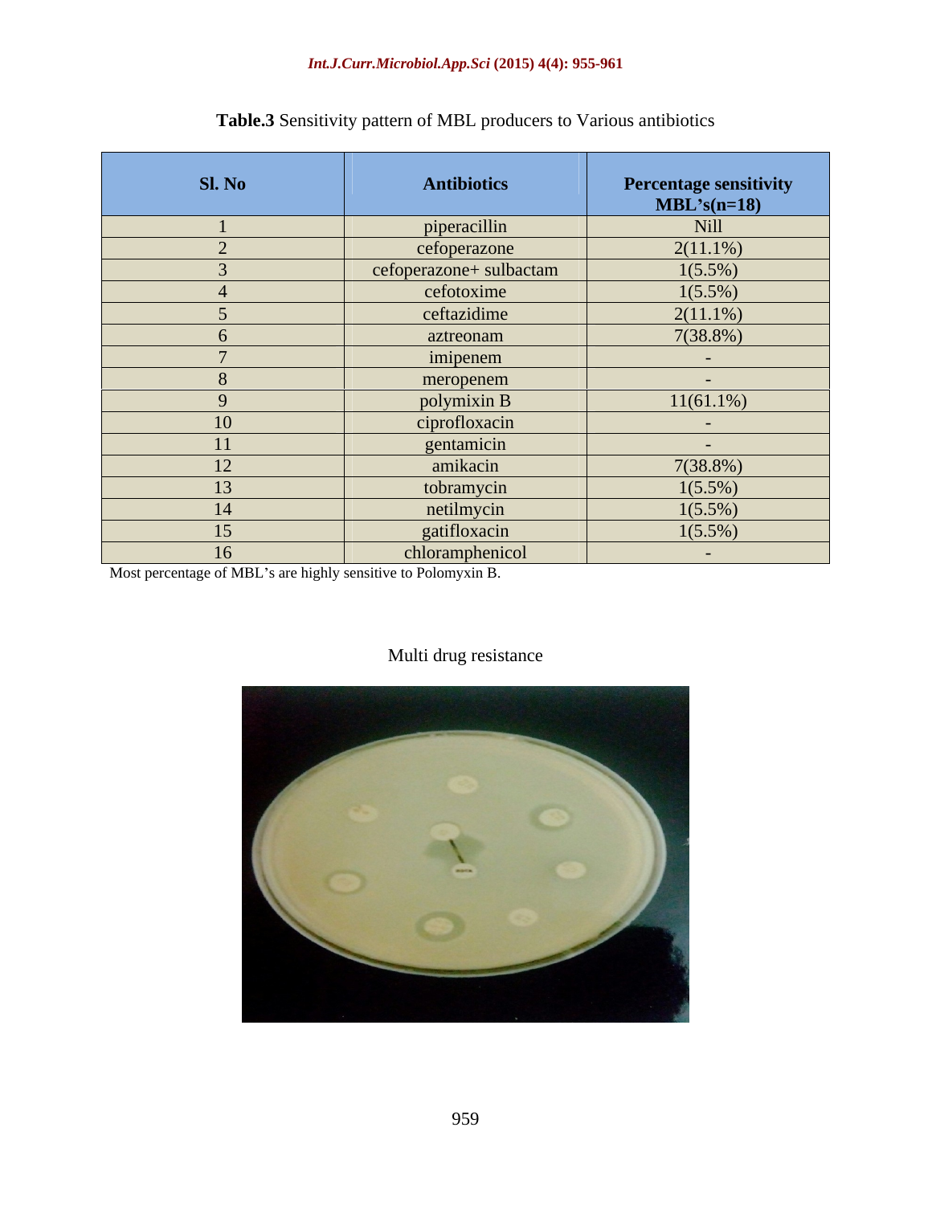**Table.3** Sensitivity pattern of MBL producers to Various antibiotics

| Sl. No | Antibiotics | Percentage sensitivity MBL's(n=18) |
|---|---|---|
| 1 | piperacillin | Nill |
| 2 | cefoperazone | 2(11.1%) |
| 3 | cefoperazone+ sulbactam | 1(5.5%) |
| 4 | cefotoxime | 1(5.5%) |
| 5 | ceftazidime | 2(11.1%) |
| 6 | aztreonam | 7(38.8%) |
| 7 | imipenem | - |
| 8 | meropenem | - |
| 9 | polymixin B | 11(61.1%) |
| 10 | ciprofloxacin | - |
| 11 | gentamicin | - |
| 12 | amikacin | 7(38.8%) |
| 13 | tobramycin | 1(5.5%) |
| 14 | netilmycin | 1(5.5%) |
| 15 | gatifloxacin | 1(5.5%) |
| 16 | chloramphenicol | - |

Most percentage of MBL's are highly sensitive to Polomyxin B.

Multi drug resistance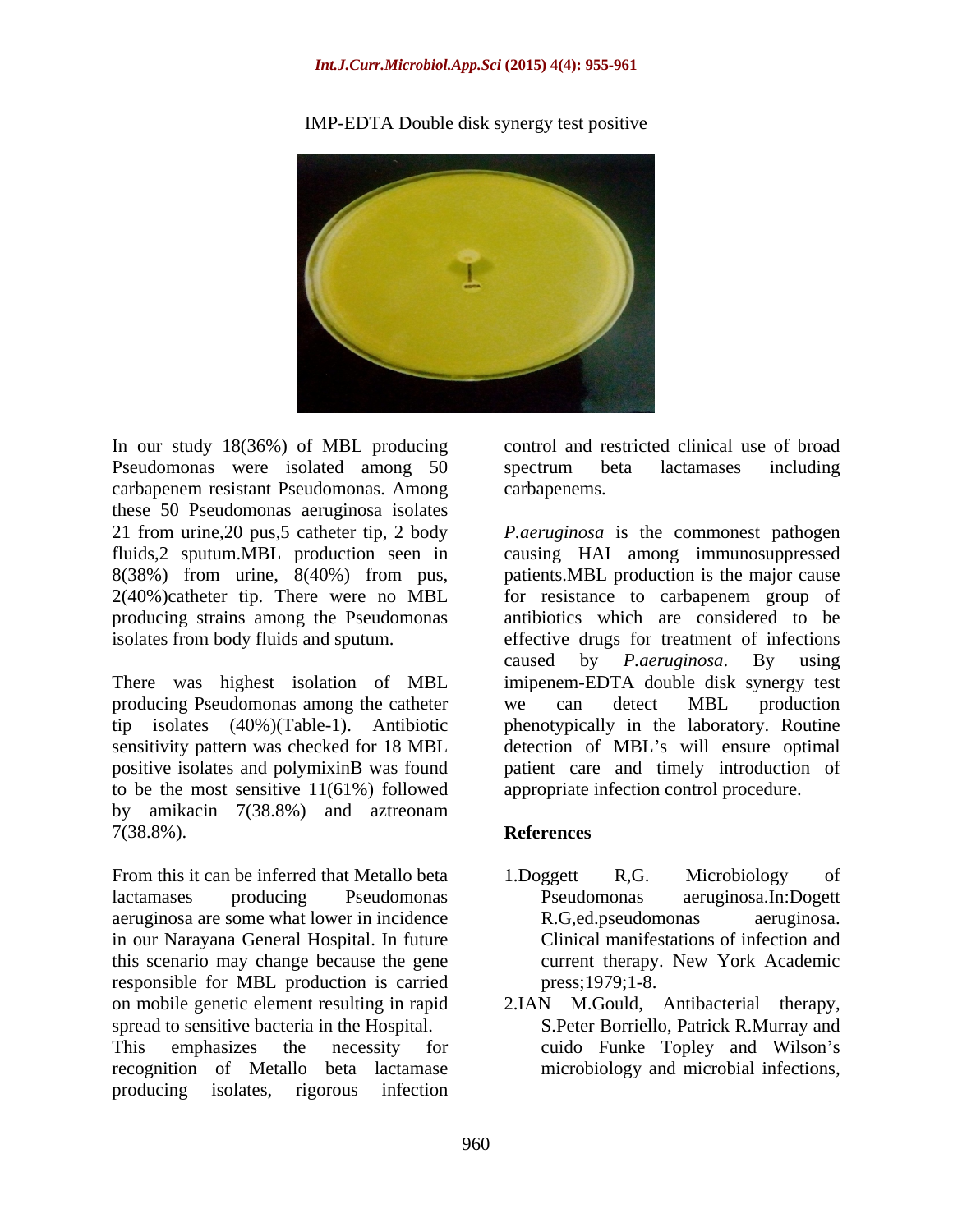IMP-EDTA Double disk synergy test positive

In our study 18(36%) of MBL producing Pseudomonas were isolated among 50 carbapenem resistant Pseudomonas. Among these 50 Pseudomonas aeruginosa isolates 21 from urine,20 pus,5 catheter tip, 2 body fluids,2 sputum.MBL production seen in 8(38%) from urine, 8(40%) from pus, 2(40%)catheter tip. There were no MBL producing strains among the Pseudomonas isolates from body fluids and sputum.

There was highest isolation of MBL producing Pseudomonas among the catheter tip isolates (40%)(Table-1). Antibiotic sensitivity pattern was checked for 18 MBL positive isolates and polymixinB was found to be the most sensitive 11(61%) followed by amikacin 7(38.8%) and aztreonam 7(38.8%).

From this it can be inferred that Metallo beta lactamases producing Pseudomonas aeruginosa are some what lower in incidence in our Narayana General Hospital. In future this scenario may change because the gene responsible for MBL production is carried on mobile genetic element resulting in rapid spread to sensitive bacteria in the Hospital. This emphasizes the necessity for recognition of Metallo beta lactamase producing isolates, rigorous infection control and restricted clinical use of broad spectrum beta lactamases including carbapenems.

*P.aeruginosa* is the commonest pathogen causing HAI among immunosuppressed patients.MBL production is the major cause for resistance to carbapenem group of antibiotics which are considered to be effective drugs for treatment of infections caused by *P.aeruginosa*. By using imipenem-EDTA double disk synergy test we can detect MBL production phenotypically in the laboratory. Routine detection of MBL's will ensure optimal patient care and timely introduction of appropriate infection control procedure.

## References

1.Doggett R,G. Microbiology of Pseudomonas aeruginosa.In:Dogett R.G,ed.pseudomonas aeruginosa. Clinical manifestations of infection and current therapy. New York Academic press;1979;1-8.

2.IAN M.Gould, Antibacterial therapy, S.Peter Borriello, Patrick R.Murray and cuido Funke Topley and Wilson's microbiology and microbial infections,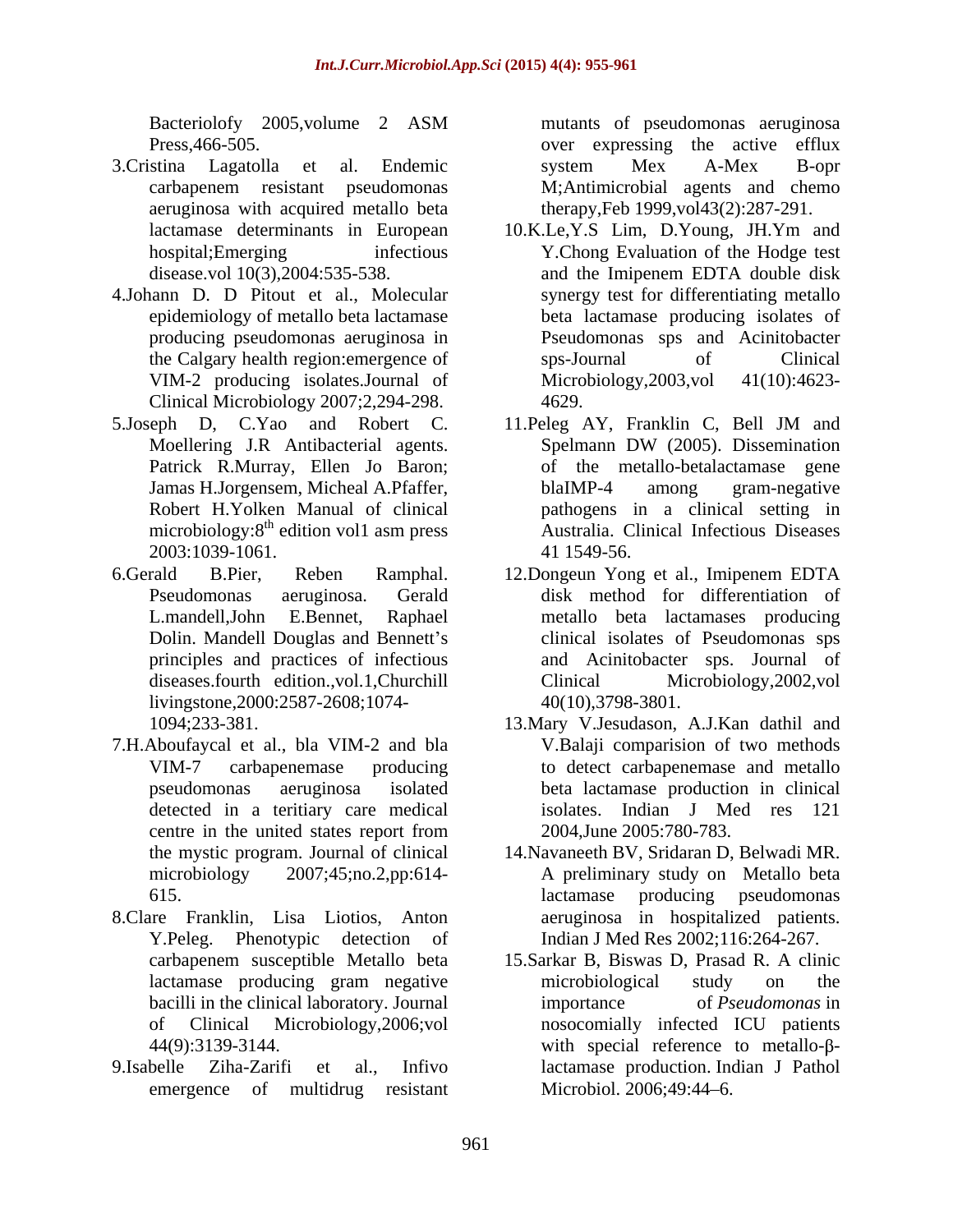Bacteriolofy 2005,volume 2 ASM Press,466-505.

3.Cristina Lagatolla et al. Endemic carbapenem resistant pseudomonas aeruginosa with acquired metallo beta lactamase determinants in European hospital;Emerging infectious disease.vol 10(3),2004:535-538.

4.Johann D. D Pitout et al., Molecular epidemiology of metallo beta lactamase producing pseudomonas aeruginosa in the Calgary health region:emergence of VIM-2 producing isolates.Journal of Clinical Microbiology 2007;2,294-298.

5.Joseph D, C.Yao and Robert C. Moellering J.R Antibacterial agents. Patrick R.Murray, Ellen Jo Baron; Jamas H.Jorgensem, Micheal A.Pfaffer, Robert H.Yolken Manual of clinical microbiology:8th edition vol1 asm press 2003:1039-1061.

6.Gerald B.Pier, Reben Ramphal. Pseudomonas aeruginosa. Gerald L.mandell,John E.Bennet, Raphael Dolin. Mandell Douglas and Bennett's principles and practices of infectious diseases.fourth edition.,vol.1,Churchill livingstone,2000:2587-2608;1074-1094;233-381.

7.H.Aboufaycal et al., bla VIM-2 and bla VIM-7 carbapenemase producing pseudomonas aeruginosa isolated detected in a teritiary care medical centre in the united states report from the mystic program. Journal of clinical microbiology 2007;45;no.2,pp:614-615.

8.Clare Franklin, Lisa Liotios, Anton Y.Peleg. Phenotypic detection of carbapenem susceptible Metallo beta lactamase producing gram negative bacilli in the clinical laboratory. Journal of Clinical Microbiology,2006;vol 44(9):3139-3144.

9.Isabelle Ziha-Zarifi et al., Infivo emergence of multidrug resistant mutants of pseudomonas aeruginosa over expressing the active efflux system Mex A-Mex B-opr M;Antimicrobial agents and chemo therapy,Feb 1999,vol43(2):287-291.

10.K.Le,Y.S Lim, D.Young, JH.Ym and Y.Chong Evaluation of the Hodge test and the Imipenem EDTA double disk synergy test for differentiating metallo beta lactamase producing isolates of Pseudomonas sps and Acinitobacter sps-Journal of Clinical Microbiology,2003,vol 41(10):4623-4629.

11.Peleg AY, Franklin C, Bell JM and Spelmann DW (2005). Dissemination of the metallo-betalactamase gene blaIMP-4 among gram-negative pathogens in a clinical setting in Australia. Clinical Infectious Diseases 41 1549-56.

12.Dongeun Yong et al., Imipenem EDTA disk method for differentiation of metallo beta lactamases producing clinical isolates of Pseudomonas sps and Acinitobacter sps. Journal of Clinical Microbiology,2002,vol 40(10),3798-3801.

13.Mary V.Jesudason, A.J.Kan dathil and V.Balaji comparision of two methods to detect carbapenemase and metallo beta lactamase production in clinical isolates. Indian J Med res 121 2004,June 2005:780-783.

14.Navaneeth BV, Sridaran D, Belwadi MR. A preliminary study on Metallo beta lactamase producing pseudomonas aeruginosa in hospitalized patients. Indian J Med Res 2002;116:264-267.

15.Sarkar B, Biswas D, Prasad R. A clinic microbiological study on the importance of *Pseudomonas* in nosocomially infected ICU patients with special reference to metallo-β-lactamase production. Indian J Pathol Microbiol. 2006;49:44–6.